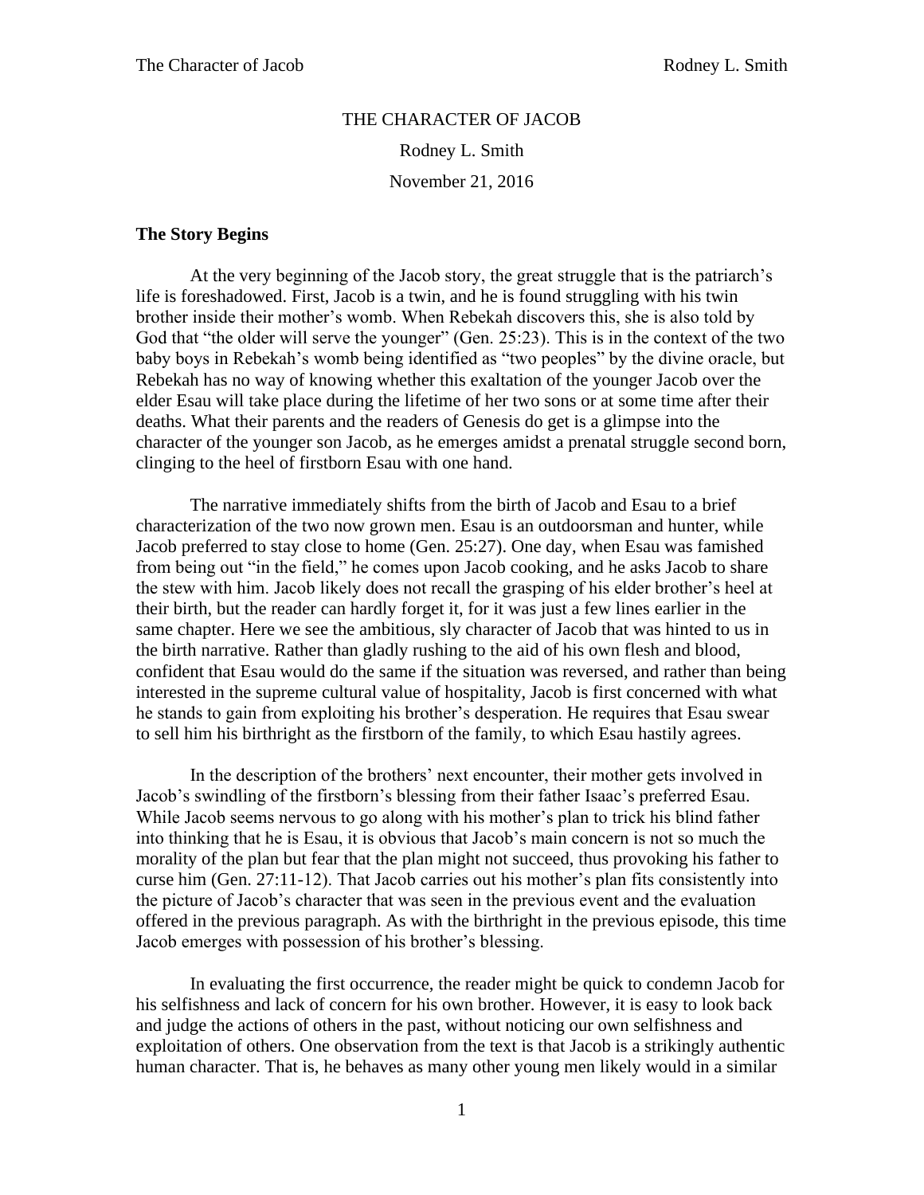# THE CHARACTER OF JACOB

Rodney L. Smith

November 21, 2016

**The Story Begins**

At the very beginning of the Jacob story, the great struggle that is the patriarch's life is foreshadowed. First, Jacob is a twin, and he is found struggling with his twin brother inside their mother's womb. When Rebekah discovers this, she is also told by God that "the older will serve the younger" (Gen. 25:23). This is in the context of the two baby boys in Rebekah's womb being identified as "two peoples" by the divine oracle, but Rebekah has no way of knowing whether this exaltation of the younger Jacob over the elder Esau will take place during the lifetime of her two sons or at some time after their deaths. What their parents and the readers of Genesis do get is a glimpse into the character of the younger son Jacob, as he emerges amidst a prenatal struggle second born, clinging to the heel of firstborn Esau with one hand.

The narrative immediately shifts from the birth of Jacob and Esau to a brief characterization of the two now grown men. Esau is an outdoorsman and hunter, while Jacob preferred to stay close to home (Gen. 25:27). One day, when Esau was famished from being out "in the field," he comes upon Jacob cooking, and he asks Jacob to share the stew with him. Jacob likely does not recall the grasping of his elder brother's heel at their birth, but the reader can hardly forget it, for it was just a few lines earlier in the same chapter. Here we see the ambitious, sly character of Jacob that was hinted to us in the birth narrative. Rather than gladly rushing to the aid of his own flesh and blood, confident that Esau would do the same if the situation was reversed, and rather than being interested in the supreme cultural value of hospitality, Jacob is first concerned with what he stands to gain from exploiting his brother's desperation. He requires that Esau swear to sell him his birthright as the firstborn of the family, to which Esau hastily agrees.

In the description of the brothers' next encounter, their mother gets involved in Jacob's swindling of the firstborn's blessing from their father Isaac's preferred Esau. While Jacob seems nervous to go along with his mother's plan to trick his blind father into thinking that he is Esau, it is obvious that Jacob's main concern is not so much the morality of the plan but fear that the plan might not succeed, thus provoking his father to curse him (Gen. 27:11-12). That Jacob carries out his mother's plan fits consistently into the picture of Jacob's character that was seen in the previous event and the evaluation offered in the previous paragraph. As with the birthright in the previous episode, this time Jacob emerges with possession of his brother's blessing.

In evaluating the first occurrence, the reader might be quick to condemn Jacob for his selfishness and lack of concern for his own brother. However, it is easy to look back and judge the actions of others in the past, without noticing our own selfishness and exploitation of others. One observation from the text is that Jacob is a strikingly authentic human character. That is, he behaves as many other young men likely would in a similar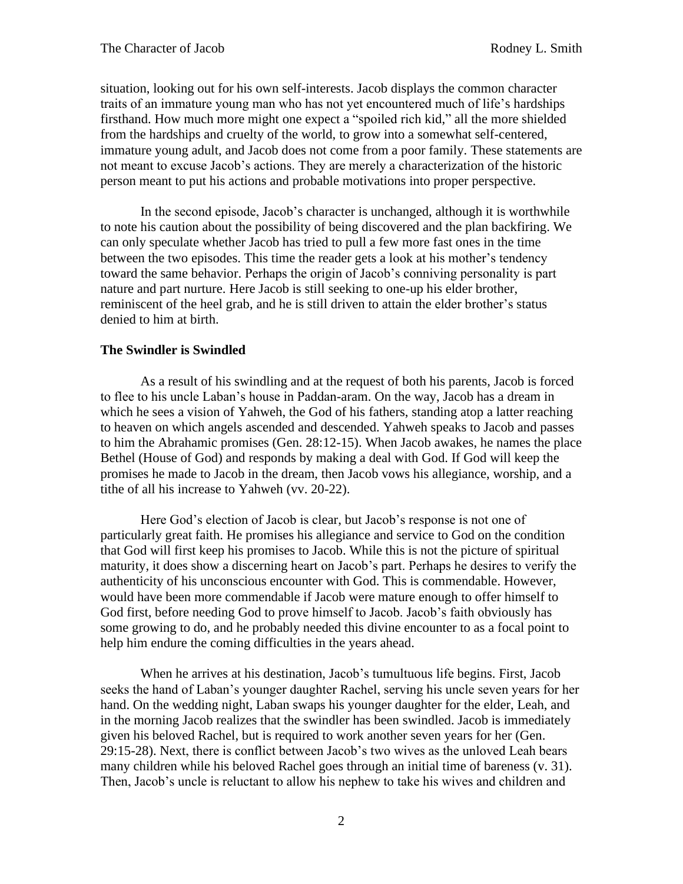situation, looking out for his own self-interests. Jacob displays the common character traits of an immature young man who has not yet encountered much of life's hardships firsthand. How much more might one expect a "spoiled rich kid," all the more shielded from the hardships and cruelty of the world, to grow into a somewhat self-centered, immature young adult, and Jacob does not come from a poor family. These statements are not meant to excuse Jacob's actions. They are merely a characterization of the historic person meant to put his actions and probable motivations into proper perspective.

In the second episode, Jacob's character is unchanged, although it is worthwhile to note his caution about the possibility of being discovered and the plan backfiring. We can only speculate whether Jacob has tried to pull a few more fast ones in the time between the two episodes. This time the reader gets a look at his mother's tendency toward the same behavior. Perhaps the origin of Jacob's conniving personality is part nature and part nurture. Here Jacob is still seeking to one-up his elder brother, reminiscent of the heel grab, and he is still driven to attain the elder brother's status denied to him at birth.

**The Swindler is Swindled**

As a result of his swindling and at the request of both his parents, Jacob is forced to flee to his uncle Laban's house in Paddan-aram. On the way, Jacob has a dream in which he sees a vision of Yahweh, the God of his fathers, standing atop a latter reaching to heaven on which angels ascended and descended. Yahweh speaks to Jacob and passes to him the Abrahamic promises (Gen. 28:12-15). When Jacob awakes, he names the place Bethel (House of God) and responds by making a deal with God. If God will keep the promises he made to Jacob in the dream, then Jacob vows his allegiance, worship, and a tithe of all his increase to Yahweh (vv. 20-22).

Here God's election of Jacob is clear, but Jacob's response is not one of particularly great faith. He promises his allegiance and service to God on the condition that God will first keep his promises to Jacob. While this is not the picture of spiritual maturity, it does show a discerning heart on Jacob's part. Perhaps he desires to verify the authenticity of his unconscious encounter with God. This is commendable. However, would have been more commendable if Jacob were mature enough to offer himself to God first, before needing God to prove himself to Jacob. Jacob's faith obviously has some growing to do, and he probably needed this divine encounter to as a focal point to help him endure the coming difficulties in the years ahead.

When he arrives at his destination, Jacob's tumultuous life begins. First, Jacob seeks the hand of Laban's younger daughter Rachel, serving his uncle seven years for her hand. On the wedding night, Laban swaps his younger daughter for the elder, Leah, and in the morning Jacob realizes that the swindler has been swindled. Jacob is immediately given his beloved Rachel, but is required to work another seven years for her (Gen. 29:15-28). Next, there is conflict between Jacob's two wives as the unloved Leah bears many children while his beloved Rachel goes through an initial time of bareness (v. 31). Then, Jacob's uncle is reluctant to allow his nephew to take his wives and children and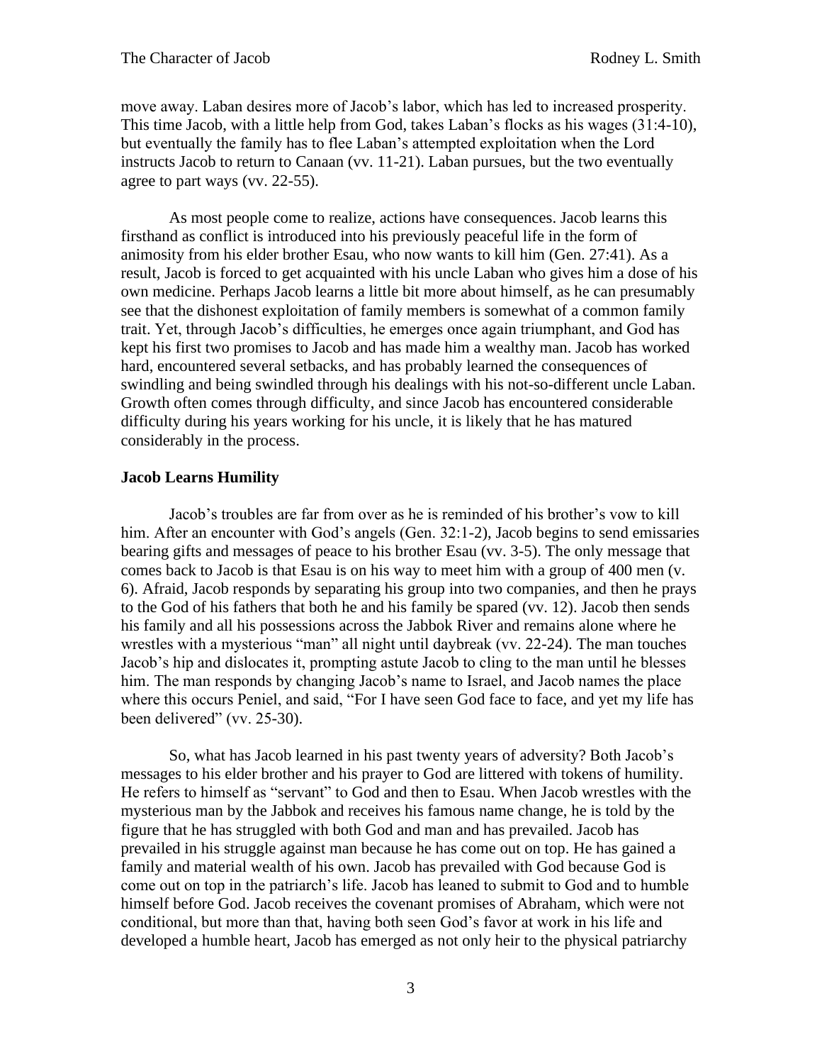move away. Laban desires more of Jacob's labor, which has led to increased prosperity. This time Jacob, with a little help from God, takes Laban's flocks as his wages (31:4-10), but eventually the family has to flee Laban's attempted exploitation when the Lord instructs Jacob to return to Canaan (vv. 11-21). Laban pursues, but the two eventually agree to part ways (vv. 22-55).

As most people come to realize, actions have consequences. Jacob learns this firsthand as conflict is introduced into his previously peaceful life in the form of animosity from his elder brother Esau, who now wants to kill him (Gen. 27:41). As a result, Jacob is forced to get acquainted with his uncle Laban who gives him a dose of his own medicine. Perhaps Jacob learns a little bit more about himself, as he can presumably see that the dishonest exploitation of family members is somewhat of a common family trait. Yet, through Jacob's difficulties, he emerges once again triumphant, and God has kept his first two promises to Jacob and has made him a wealthy man. Jacob has worked hard, encountered several setbacks, and has probably learned the consequences of swindling and being swindled through his dealings with his not-so-different uncle Laban. Growth often comes through difficulty, and since Jacob has encountered considerable difficulty during his years working for his uncle, it is likely that he has matured considerably in the process.

### Jacob Learns Humility

Jacob's troubles are far from over as he is reminded of his brother's vow to kill him. After an encounter with God's angels (Gen. 32:1-2), Jacob begins to send emissaries bearing gifts and messages of peace to his brother Esau (vv. 3-5). The only message that comes back to Jacob is that Esau is on his way to meet him with a group of 400 men (v. 6). Afraid, Jacob responds by separating his group into two companies, and then he prays to the God of his fathers that both he and his family be spared (vv. 12). Jacob then sends his family and all his possessions across the Jabbok River and remains alone where he wrestles with a mysterious "man" all night until daybreak (vv. 22-24). The man touches Jacob's hip and dislocates it, prompting astute Jacob to cling to the man until he blesses him. The man responds by changing Jacob's name to Israel, and Jacob names the place where this occurs Peniel, and said, "For I have seen God face to face, and yet my life has been delivered" (vv. 25-30).

So, what has Jacob learned in his past twenty years of adversity? Both Jacob's messages to his elder brother and his prayer to God are littered with tokens of humility. He refers to himself as "servant" to God and then to Esau. When Jacob wrestles with the mysterious man by the Jabbok and receives his famous name change, he is told by the figure that he has struggled with both God and man and has prevailed. Jacob has prevailed in his struggle against man because he has come out on top. He has gained a family and material wealth of his own. Jacob has prevailed with God because God is come out on top in the patriarch's life. Jacob has leaned to submit to God and to humble himself before God. Jacob receives the covenant promises of Abraham, which were not conditional, but more than that, having both seen God's favor at work in his life and developed a humble heart, Jacob has emerged as not only heir to the physical patriarchy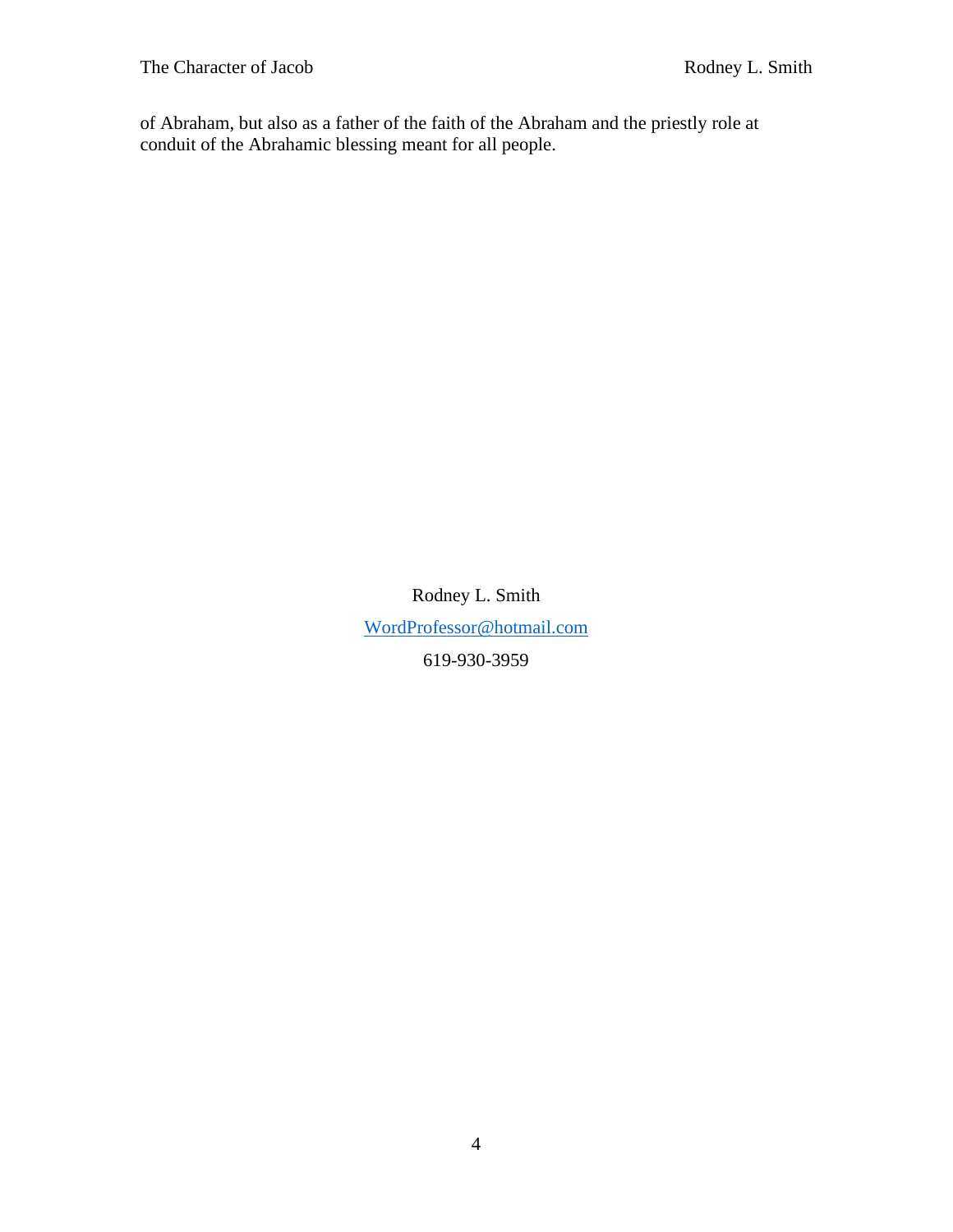of Abraham, but also as a father of the faith of the Abraham and the priestly role at conduit of the Abrahamic blessing meant for all people.

Rodney L. Smith

WordProfessor@hotmail.com

619-930-3959